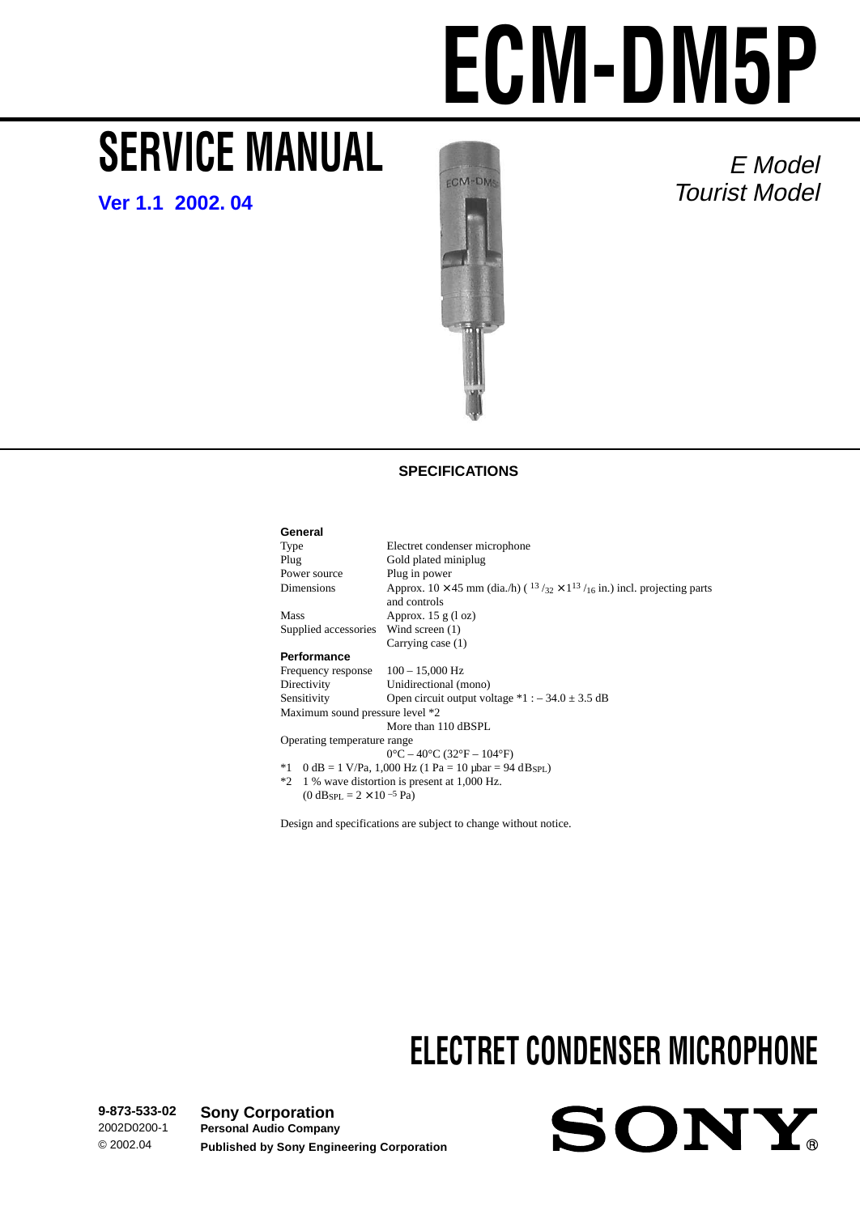# ECM-DM5P

# SERVICE MANUAL

**Ver 1.1 2002. 04**

*E Model*
*Tourist Model*

## SPECIFICATIONS

**General**

| | |
|---|---|
| Type | Electret condenser microphone |
| Plug | Gold plated miniplug |
| Power source | Plug in power |
| Dimensions | Approx. 10 × 45 mm (dia./h) ( $^{13}/_{32}$ × 1$^{13}/_{16}$ in.) incl. projecting parts and controls |
| Mass | Approx. 15 g (l oz) |
| Supplied accessories | Wind screen (1)<br>Carrying case (1) |

**Performance**

| | |
|---|---|
| Frequency response | 100 – 15,000 Hz |
| Directivity | Unidirectional (mono) |
| Sensitivity | Open circuit output voltage *1 : – 34.0 ± 3.5 dB |

Maximum sound pressure level *2
More than 110 dBSPL

Operating temperature range
0°C – 40°C (32°F – 104°F)

*1 0 dB = 1 V/Pa, 1,000 Hz (1 Pa = 10 μbar = 94 $dB_{SPL}$)

*2 1 % wave distortion is present at 1,000 Hz.
($0\ dB_{SPL} = 2 \times 10^{-5}$ Pa)

Design and specifications are subject to change without notice.

# ELECTRET CONDENSER MICROPHONE

**9-873-533-02**
2002D0200-1
© 2002.04

**Sony Corporation**
**Personal Audio Company**
**Published by Sony Engineering Corporation**

SONY®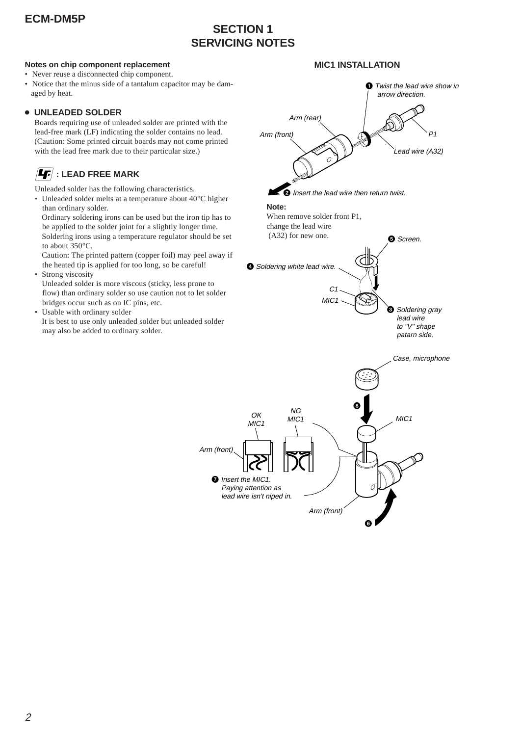# SECTION 1
# SERVICING NOTES

**Notes on chip component replacement**

- Never reuse a disconnected chip component.
- Notice that the minus side of a tantalum capacitor may be damaged by heat.

## ● UNLEADED SOLDER

Boards requiring use of unleaded solder are printed with the lead-free mark (LF) indicating the solder contains no lead. (Caution: Some printed circuit boards may not come printed with the lead free mark due to their particular size.)

## LF : LEAD FREE MARK

Unleaded solder has the following characteristics.

- Unleaded solder melts at a temperature about 40°C higher than ordinary solder.
  Ordinary soldering irons can be used but the iron tip has to be applied to the solder joint for a slightly longer time.
  Soldering irons using a temperature regulator should be set to about 350°C.
  Caution: The printed pattern (copper foil) may peel away if the heated tip is applied for too long, so be careful!
- Strong viscosity
  Unleaded solder is more viscous (sticky, less prone to flow) than ordinary solder so use caution not to let solder bridges occur such as on IC pins, etc.
- Usable with ordinary solder
  It is best to use only unleaded solder but unleaded solder may also be added to ordinary solder.

## MIC1 INSTALLATION

❶ Twist the lead wire show in arrow direction.

Arm (rear)

Arm (front)

P1

Lead wire (A32)

❷ Insert the lead wire then return twist.

**Note:**
When remove solder front P1, change the lead wire (A32) for new one.

❺ Screen.

❹ Soldering white lead wire.

C1

MIC1

❸ Soldering gray lead wire to "V" shape patarn side.

Case, microphone

❽

NG MIC1

OK MIC1

MIC1

Arm (front)

❼ Insert the MIC1. Paying attention as lead wire isn't niped in.

Arm (front)

❻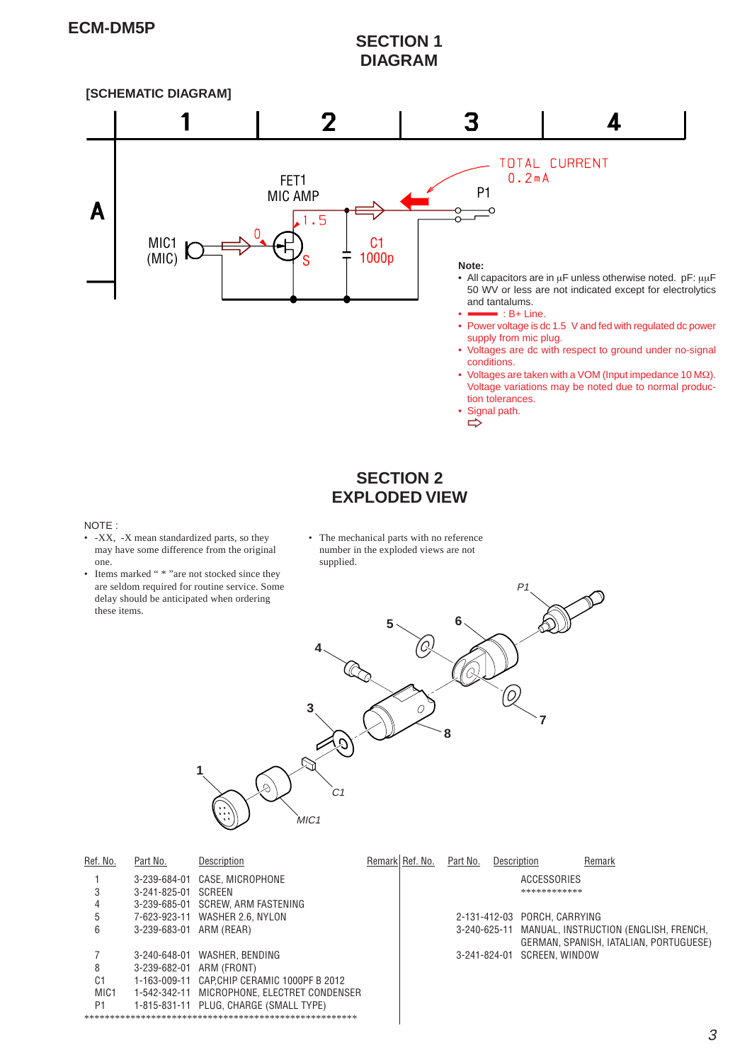# SECTION 1 DIAGRAM

**[SCHEMATIC DIAGRAM]**

1
2
3
4
A

TOTAL CURRENT
0.2mA

FET1
MIC AMP

P1

MIC1
(MIC)

0
1.5
S

C1
1000p

**Note:**

- All capacitors are in µF unless otherwise noted. pF: µµF 50 WV or less are not indicated except for electrolytics and tantalums.
- ▬ : B+ Line.
- Power voltage is dc 1.5 V and fed with regulated dc power supply from mic plug.
- Voltages are dc with respect to ground under no-signal conditions.
- Voltages are taken with a VOM (Input impedance 10 MΩ). Voltage variations may be noted due to normal production tolerances.
- Signal path.
  ⇨

# SECTION 2 EXPLODED VIEW

NOTE :

- -XX, -X mean standardized parts, so they may have some difference from the original one.
- Items marked " * "are not stocked since they are seldom required for routine service. Some delay should be anticipated when ordering these items.
- The mechanical parts with no reference number in the exploded views are not supplied.

P1
5
6
4
3
8
7
1
C1
MIC1

| Ref. No. | Part No. | Description | Remark |
|---|---|---|---|
| 1 | 3-239-684-01 | CASE, MICROPHONE | |
| 3 | 3-241-825-01 | SCREEN | |
| 4 | 3-239-685-01 | SCREW, ARM FASTENING | |
| 5 | 7-623-923-11 | WASHER 2.6, NYLON | |
| 6 | 3-239-683-01 | ARM (REAR) | |
| 7 | 3-240-648-01 | WASHER, BENDING | |
| 8 | 3-239-682-01 | ARM (FRONT) | |
| C1 | 1-163-009-11 | CAP,CHIP CERAMIC 1000PF B 2012 | |
| MIC1 | 1-542-342-11 | MICROPHONE, ELECTRET CONDENSER | |
| P1 | 1-815-831-11 | PLUG, CHARGE (SMALL TYPE) | |

*********************************************************

| Ref. No. | Part No. | Description | Remark |
|---|---|---|---|
| | | ACCESSORIES<br>************ | |
| | 2-131-412-03 | PORCH, CARRYING | |
| | 3-240-625-11 | MANUAL, INSTRUCTION (ENGLISH, FRENCH, GERMAN, SPANISH, IATALIAN, PORTUGUESE) | |
| | 3-241-824-01 | SCREEN, WINDOW | |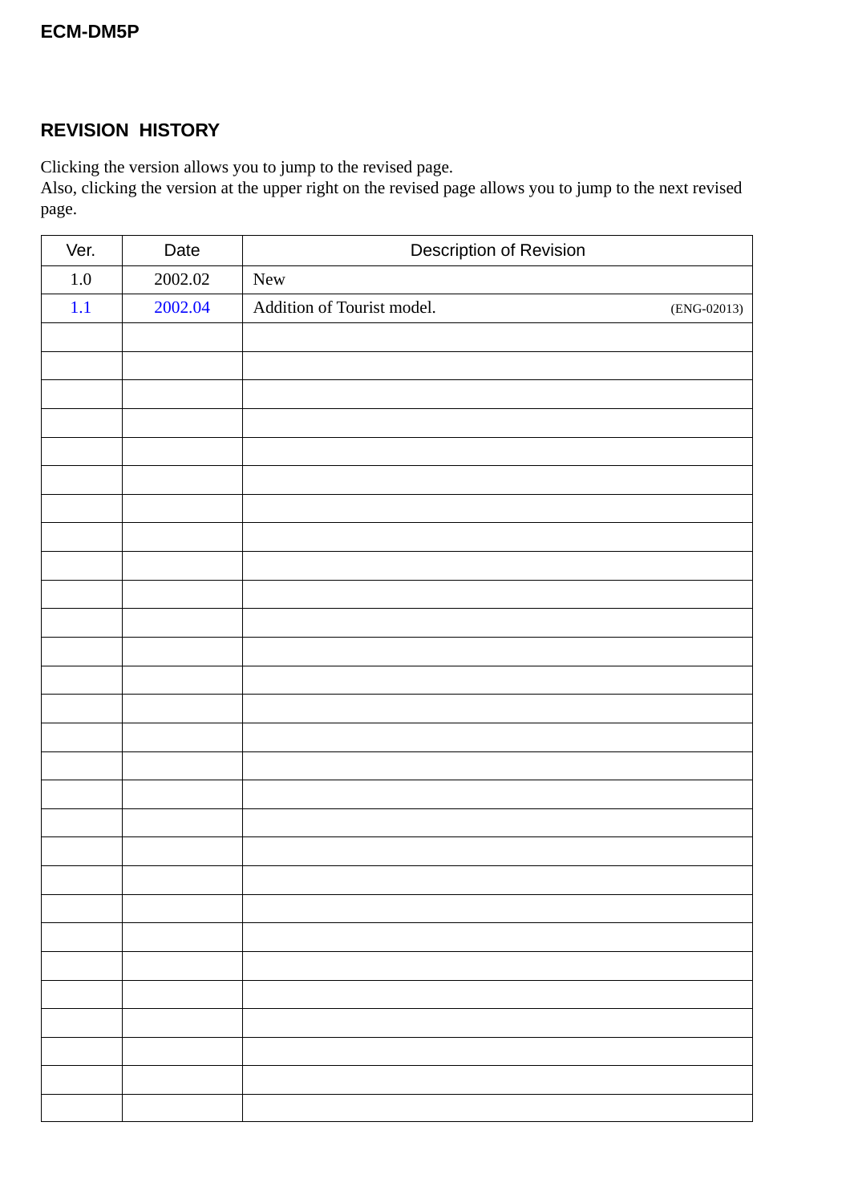ECM-DM5P

## REVISION HISTORY

Clicking the version allows you to jump to the revised page.
Also, clicking the version at the upper right on the revised page allows you to jump to the next revised page.

| Ver. | Date | Description of Revision |
|---|---|---|
| 1.0 | 2002.02 | New |
| 1.1 | 2002.04 | Addition of Tourist model. (ENG-02013) |
| | | |
| | | |
| | | |
| | | |
| | | |
| | | |
| | | |
| | | |
| | | |
| | | |
| | | |
| | | |
| | | |
| | | |
| | | |
| | | |
| | | |
| | | |
| | | |
| | | |
| | | |
| | | |
| | | |
| | | |
| | | |
| | | |
| | | |